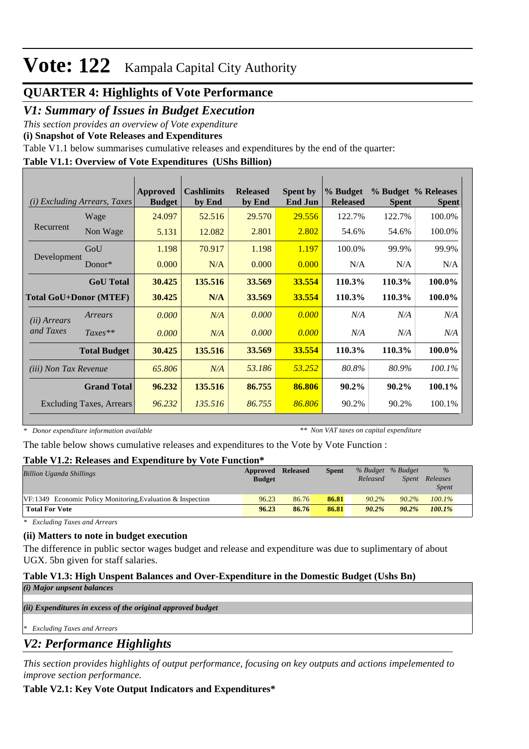# Vote: 122 Kampala Capital City Authority

## QUARTER 4: Highlights of Vote Performance

### *V1: Summary of Issues in Budget Execution*

*This section provides an overview of Vote expenditure*

**(i) Snapshot of Vote Releases and Expenditures**

Table V1.1 below summarises cumulative releases and expenditures by the end of the quarter:

**Table V1.1: Overview of Vote Expenditures (UShs Billion)**

| *(i) Excluding Arrears, Taxes* | | Approved Budget | Cashlimits by End | Released by End | Spent by End Jun | % Budget Released | % Budget Spent | % Releases Spent |
|---|---|---|---|---|---|---|---|---|
| Recurrent | Wage | 24.097 | 52.516 | 29.570 | 29.556 | 122.7% | 122.7% | 100.0% |
| | Non Wage | 5.131 | 12.082 | 2.801 | 2.802 | 54.6% | 54.6% | 100.0% |
| Development | GoU | 1.198 | 70.917 | 1.198 | 1.197 | 100.0% | 99.9% | 99.9% |
| | Donor* | 0.000 | N/A | 0.000 | 0.000 | N/A | N/A | N/A |
| | **GoU Total** | **30.425** | **135.516** | **33.569** | **33.554** | **110.3%** | **110.3%** | **100.0%** |
| **Total GoU+Donor (MTEF)** | | **30.425** | **N/A** | **33.569** | **33.554** | **110.3%** | **110.3%** | **100.0%** |
| *(ii) Arrears and Taxes* | *Arrears* | *0.000* | *N/A* | *0.000* | *0.000* | *N/A* | *N/A* | *N/A* |
| | *Taxes*** | *0.000* | *N/A* | *0.000* | *0.000* | *N/A* | *N/A* | *N/A* |
| | **Total Budget** | **30.425** | **135.516** | **33.569** | **33.554** | **110.3%** | **110.3%** | **100.0%** |
| *(iii) Non Tax Revenue* | | *65.806* | *N/A* | *53.186* | *53.252* | *80.8%* | *80.9%* | *100.1%* |
| | **Grand Total** | **96.232** | **135.516** | **86.755** | **86.806** | **90.2%** | **90.2%** | **100.1%** |
| Excluding Taxes, Arrears | | *96.232* | *135.516* | *86.755* | *86.806* | 90.2% | 90.2% | 100.1% |

*\* Donor expenditure information available* *\*\* Non VAT taxes on capital expenditure*

The table below shows cumulative releases and expenditures to the Vote by Vote Function :

**Table V1.2: Releases and Expenditure by Vote Function***

| *Billion Uganda Shillings* | Approved Budget | Released | Spent | *% Budget Released* | *% Budget Spent* | *% Releases Spent* |
|---|---|---|---|---|---|---|
| VF:1349 Economic Policy Monitoring,Evaluation & Inspection | 96.23 | 86.76 | **86.81** | *90.2%* | *90.2%* | *100.1%* |
| **Total For Vote** | **96.23** | **86.76** | **86.81** | ***90.2%*** | ***90.2%*** | ***100.1%*** |

*\* Excluding Taxes and Arrears*

**(ii) Matters to note in budget execution**

The difference in public sector wages budget and release and expenditure was due to suplimentary of about UGX. 5bn given for staff salaries.

**Table V1.3: High Unspent Balances and Over-Expenditure in the Domestic Budget (Ushs Bn)**

***(i) Major unpsent balances***

***(ii) Expenditures in excess of the original approved budget***

*\* Excluding Taxes and Arrears*

### *V2: Performance Highlights*

*This section provides highlights of output performance, focusing on key outputs and actions impelemented to improve section performance.*

**Table V2.1: Key Vote Output Indicators and Expenditures***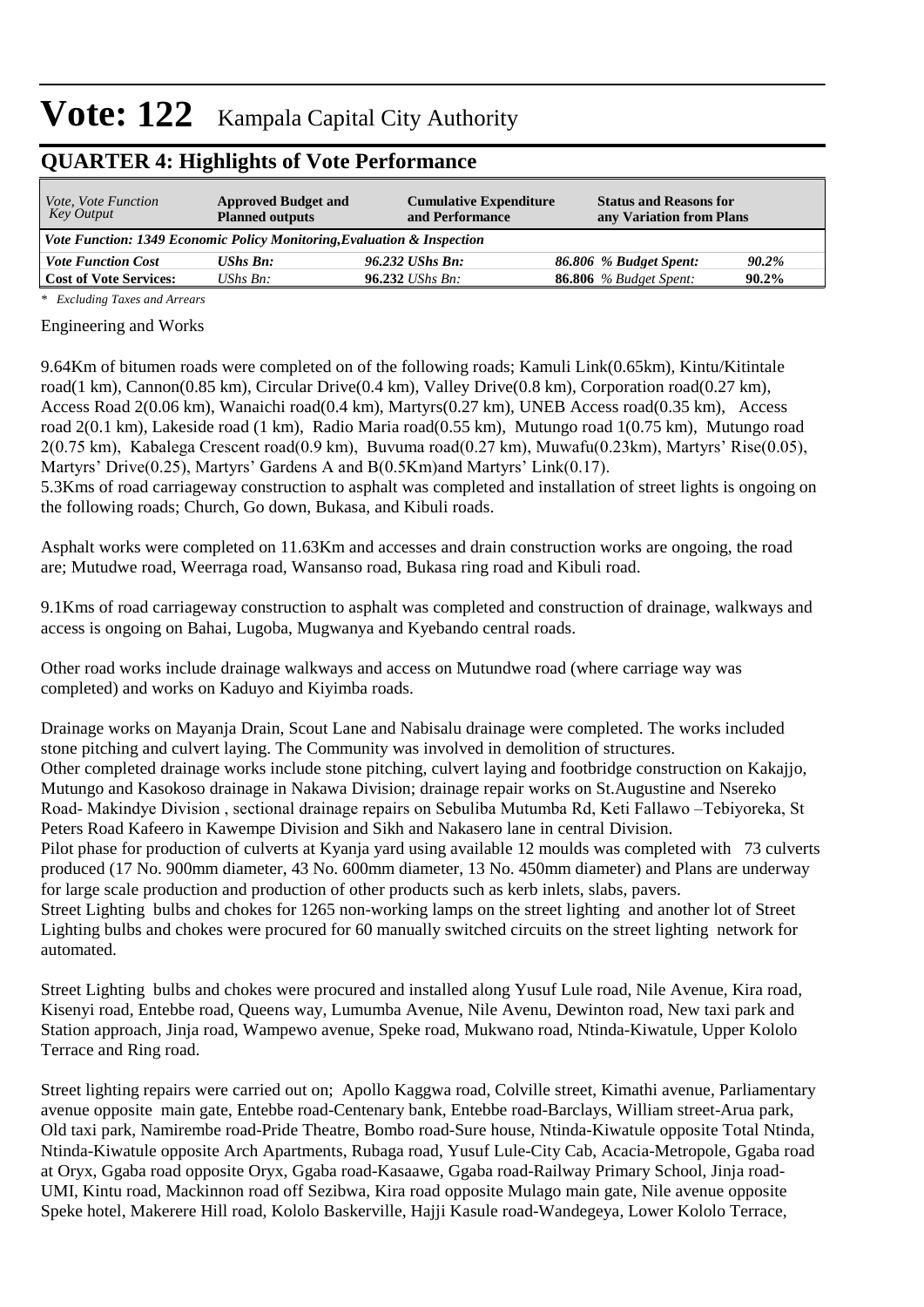# Vote: 122 Kampala Capital City Authority

## QUARTER 4: Highlights of Vote Performance

| *Vote, Vote Function Key Output* | **Approved Budget and Planned outputs** | **Cumulative Expenditure and Performance** | **Status and Reasons for any Variation from Plans** | |
|---|---|---|---|---|
| ***Vote Function: 1349 Economic Policy Monitoring,Evaluation & Inspection*** | | | | |
| ***Vote Function Cost*** | ***UShs Bn:*** | ***96.232 UShs Bn:*** | ***86.806 % Budget Spent:*** | ***90.2%*** |
| **Cost of Vote Services:** | *UShs Bn:* | **96.232** *UShs Bn:* | **86.806** *% Budget Spent:* | **90.2%** |

*\* Excluding Taxes and Arrears*

Engineering and Works

9.64Km of bitumen roads were completed on of the following roads; Kamuli Link(0.65km), Kintu/Kitintale road(1 km), Cannon(0.85 km), Circular Drive(0.4 km), Valley Drive(0.8 km), Corporation road(0.27 km), Access Road 2(0.06 km), Wanaichi road(0.4 km), Martyrs(0.27 km), UNEB Access road(0.35 km), Access road 2(0.1 km), Lakeside road (1 km), Radio Maria road(0.55 km), Mutungo road 1(0.75 km), Mutungo road 2(0.75 km), Kabalega Crescent road(0.9 km), Buvuma road(0.27 km), Muwafu(0.23km), Martyrs' Rise(0.05), Martyrs' Drive(0.25), Martyrs' Gardens A and B(0.5Km)and Martyrs' Link(0.17).
5.3Kms of road carriageway construction to asphalt was completed and installation of street lights is ongoing on the following roads; Church, Go down, Bukasa, and Kibuli roads.

Asphalt works were completed on 11.63Km and accesses and drain construction works are ongoing, the road are; Mutudwe road, Weerraga road, Wansanso road, Bukasa ring road and Kibuli road.

9.1Kms of road carriageway construction to asphalt was completed and construction of drainage, walkways and access is ongoing on Bahai, Lugoba, Mugwanya and Kyebando central roads.

Other road works include drainage walkways and access on Mutundwe road (where carriage way was completed) and works on Kaduyo and Kiyimba roads.

Drainage works on Mayanja Drain, Scout Lane and Nabisalu drainage were completed. The works included stone pitching and culvert laying. The Community was involved in demolition of structures.
Other completed drainage works include stone pitching, culvert laying and footbridge construction on Kakajjo, Mutungo and Kasokoso drainage in Nakawa Division; drainage repair works on St.Augustine and Nsereko Road- Makindye Division , sectional drainage repairs on Sebuliba Mutumba Rd, Keti Fallawo –Tebiyoreka, St Peters Road Kafeero in Kawempe Division and Sikh and Nakasero lane in central Division.
Pilot phase for production of culverts at Kyanja yard using available 12 moulds was completed with 73 culverts produced (17 No. 900mm diameter, 43 No. 600mm diameter, 13 No. 450mm diameter) and Plans are underway for large scale production and production of other products such as kerb inlets, slabs, pavers.
Street Lighting bulbs and chokes for 1265 non-working lamps on the street lighting and another lot of Street Lighting bulbs and chokes were procured for 60 manually switched circuits on the street lighting network for automated.

Street Lighting bulbs and chokes were procured and installed along Yusuf Lule road, Nile Avenue, Kira road, Kisenyi road, Entebbe road, Queens way, Lumumba Avenue, Nile Avenu, Dewinton road, New taxi park and Station approach, Jinja road, Wampewo avenue, Speke road, Mukwano road, Ntinda-Kiwatule, Upper Kololo Terrace and Ring road.

Street lighting repairs were carried out on; Apollo Kaggwa road, Colville street, Kimathi avenue, Parliamentary avenue opposite main gate, Entebbe road-Centenary bank, Entebbe road-Barclays, William street-Arua park, Old taxi park, Namirembe road-Pride Theatre, Bombo road-Sure house, Ntinda-Kiwatule opposite Total Ntinda, Ntinda-Kiwatule opposite Arch Apartments, Rubaga road, Yusuf Lule-City Cab, Acacia-Metropole, Ggaba road at Oryx, Ggaba road opposite Oryx, Ggaba road-Kasaawe, Ggaba road-Railway Primary School, Jinja road-UMI, Kintu road, Mackinnon road off Sezibwa, Kira road opposite Mulago main gate, Nile avenue opposite Speke hotel, Makerere Hill road, Kololo Baskerville, Hajji Kasule road-Wandegeya, Lower Kololo Terrace,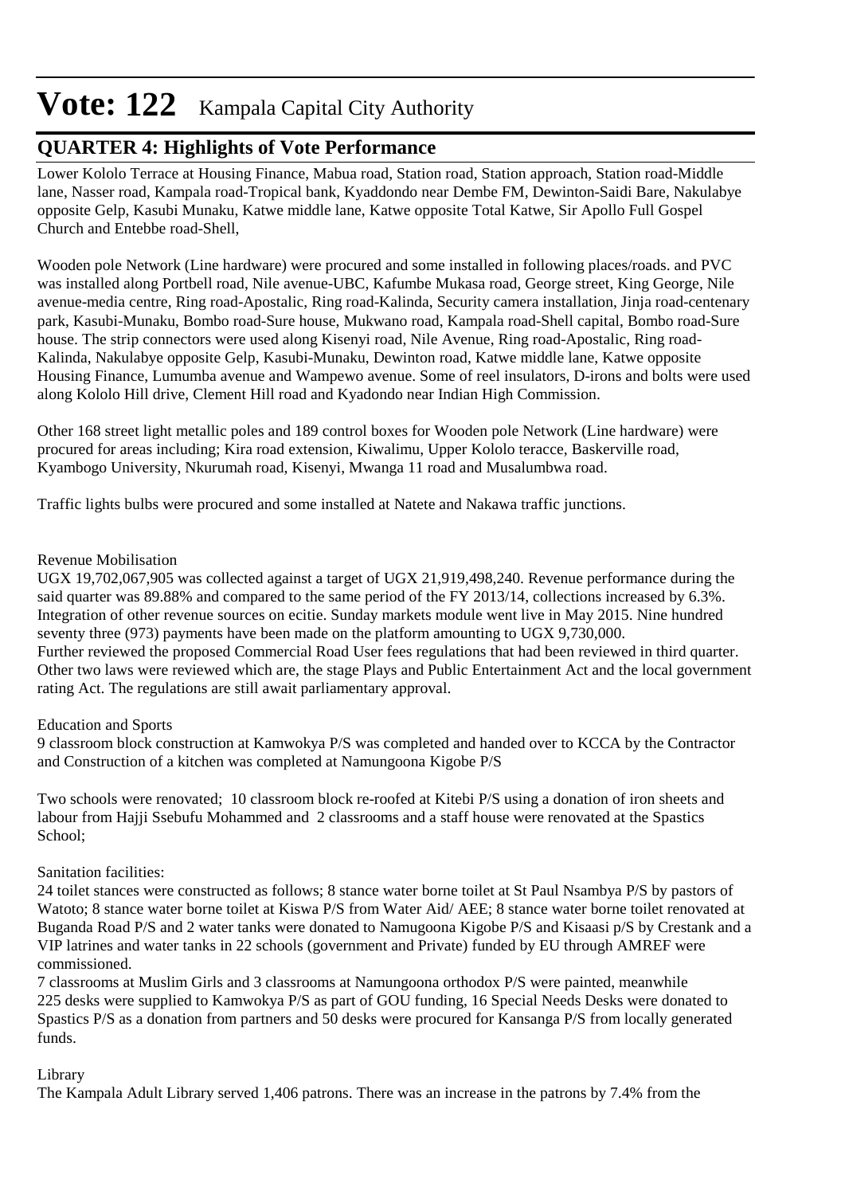# Vote: 122 Kampala Capital City Authority

## QUARTER 4: Highlights of Vote Performance

Lower Kololo Terrace at Housing Finance, Mabua road, Station road, Station approach, Station road-Middle lane, Nasser road, Kampala road-Tropical bank, Kyaddondo near Dembe FM, Dewinton-Saidi Bare, Nakulabye opposite Gelp, Kasubi Munaku, Katwe middle lane, Katwe opposite Total Katwe, Sir Apollo Full Gospel Church and Entebbe road-Shell,

Wooden pole Network (Line hardware) were procured and some installed in following places/roads. and PVC was installed along Portbell road, Nile avenue-UBC, Kafumbe Mukasa road, George street, King George, Nile avenue-media centre, Ring road-Apostalic, Ring road-Kalinda, Security camera installation, Jinja road-centenary park, Kasubi-Munaku, Bombo road-Sure house, Mukwano road, Kampala road-Shell capital, Bombo road-Sure house. The strip connectors were used along Kisenyi road, Nile Avenue, Ring road-Apostalic, Ring road-Kalinda, Nakulabye opposite Gelp, Kasubi-Munaku, Dewinton road, Katwe middle lane, Katwe opposite Housing Finance, Lumumba avenue and Wampewo avenue. Some of reel insulators, D-irons and bolts were used along Kololo Hill drive, Clement Hill road and Kyadondo near Indian High Commission.

Other 168 street light metallic poles and 189 control boxes for Wooden pole Network (Line hardware) were procured for areas including; Kira road extension, Kiwalimu, Upper Kololo teracce, Baskerville road, Kyambogo University, Nkurumah road, Kisenyi, Mwanga 11 road and Musalumbwa road.

Traffic lights bulbs were procured and some installed at Natete and Nakawa traffic junctions.

Revenue Mobilisation
UGX 19,702,067,905 was collected against a target of UGX 21,919,498,240. Revenue performance during the said quarter was 89.88% and compared to the same period of the FY 2013/14, collections increased by 6.3%. Integration of other revenue sources on ecitie. Sunday markets module went live in May 2015. Nine hundred seventy three (973) payments have been made on the platform amounting to UGX 9,730,000.
Further reviewed the proposed Commercial Road User fees regulations that had been reviewed in third quarter. Other two laws were reviewed which are, the stage Plays and Public Entertainment Act and the local government rating Act. The regulations are still await parliamentary approval.

Education and Sports
9 classroom block construction at Kamwokya P/S was completed and handed over to KCCA by the Contractor and Construction of a kitchen was completed at Namungoona Kigobe P/S

Two schools were renovated; 10 classroom block re-roofed at Kitebi P/S using a donation of iron sheets and labour from Hajji Ssebufu Mohammed and 2 classrooms and a staff house were renovated at the Spastics School;

Sanitation facilities:
24 toilet stances were constructed as follows; 8 stance water borne toilet at St Paul Nsambya P/S by pastors of Watoto; 8 stance water borne toilet at Kiswa P/S from Water Aid/ AEE; 8 stance water borne toilet renovated at Buganda Road P/S and 2 water tanks were donated to Namugoona Kigobe P/S and Kisaasi p/S by Crestank and a VIP latrines and water tanks in 22 schools (government and Private) funded by EU through AMREF were commissioned.
7 classrooms at Muslim Girls and 3 classrooms at Namungoona orthodox P/S were painted, meanwhile 225 desks were supplied to Kamwokya P/S as part of GOU funding, 16 Special Needs Desks were donated to Spastics P/S as a donation from partners and 50 desks were procured for Kansanga P/S from locally generated funds.

Library
The Kampala Adult Library served 1,406 patrons. There was an increase in the patrons by 7.4% from the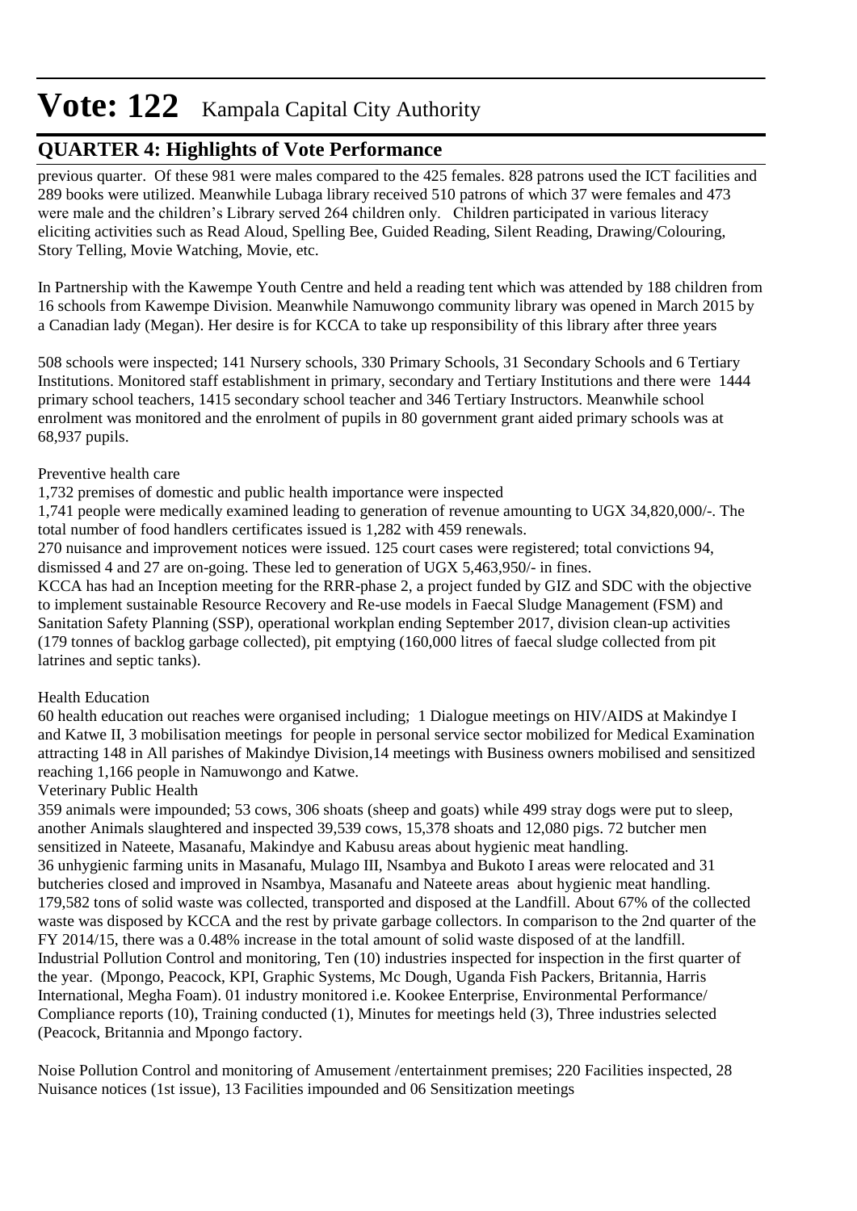previous quarter. Of these 981 were males compared to the 425 females. 828 patrons used the ICT facilities and 289 books were utilized. Meanwhile Lubaga library received 510 patrons of which 37 were females and 473 were male and the children's Library served 264 children only. Children participated in various literacy eliciting activities such as Read Aloud, Spelling Bee, Guided Reading, Silent Reading, Drawing/Colouring, Story Telling, Movie Watching, Movie, etc.

In Partnership with the Kawempe Youth Centre and held a reading tent which was attended by 188 children from 16 schools from Kawempe Division. Meanwhile Namuwongo community library was opened in March 2015 by a Canadian lady (Megan). Her desire is for KCCA to take up responsibility of this library after three years

508 schools were inspected; 141 Nursery schools, 330 Primary Schools, 31 Secondary Schools and 6 Tertiary Institutions. Monitored staff establishment in primary, secondary and Tertiary Institutions and there were 1444 primary school teachers, 1415 secondary school teacher and 346 Tertiary Instructors. Meanwhile school enrolment was monitored and the enrolment of pupils in 80 government grant aided primary schools was at 68,937 pupils.

Preventive health care

1,732 premises of domestic and public health importance were inspected

1,741 people were medically examined leading to generation of revenue amounting to UGX 34,820,000/-. The total number of food handlers certificates issued is 1,282 with 459 renewals.

270 nuisance and improvement notices were issued. 125 court cases were registered; total convictions 94, dismissed 4 and 27 are on-going. These led to generation of UGX 5,463,950/- in fines.

KCCA has had an Inception meeting for the RRR-phase 2, a project funded by GIZ and SDC with the objective to implement sustainable Resource Recovery and Re-use models in Faecal Sludge Management (FSM) and Sanitation Safety Planning (SSP), operational workplan ending September 2017, division clean-up activities (179 tonnes of backlog garbage collected), pit emptying (160,000 litres of faecal sludge collected from pit latrines and septic tanks).

Health Education

60 health education out reaches were organised including; 1 Dialogue meetings on HIV/AIDS at Makindye I and Katwe II, 3 mobilisation meetings for people in personal service sector mobilized for Medical Examination attracting 148 in All parishes of Makindye Division,14 meetings with Business owners mobilised and sensitized reaching 1,166 people in Namuwongo and Katwe.

Veterinary Public Health

359 animals were impounded; 53 cows, 306 shoats (sheep and goats) while 499 stray dogs were put to sleep, another Animals slaughtered and inspected 39,539 cows, 15,378 shoats and 12,080 pigs. 72 butcher men sensitized in Nateete, Masanafu, Makindye and Kabusu areas about hygienic meat handling.

36 unhygienic farming units in Masanafu, Mulago III, Nsambya and Bukoto I areas were relocated and 31 butcheries closed and improved in Nsambya, Masanafu and Nateete areas about hygienic meat handling.

179,582 tons of solid waste was collected, transported and disposed at the Landfill. About 67% of the collected waste was disposed by KCCA and the rest by private garbage collectors. In comparison to the 2nd quarter of the FY 2014/15, there was a 0.48% increase in the total amount of solid waste disposed of at the landfill.

Industrial Pollution Control and monitoring, Ten (10) industries inspected for inspection in the first quarter of the year. (Mpongo, Peacock, KPI, Graphic Systems, Mc Dough, Uganda Fish Packers, Britannia, Harris International, Megha Foam). 01 industry monitored i.e. Kookee Enterprise, Environmental Performance/ Compliance reports (10), Training conducted (1), Minutes for meetings held (3), Three industries selected (Peacock, Britannia and Mpongo factory.

Noise Pollution Control and monitoring of Amusement /entertainment premises; 220 Facilities inspected, 28 Nuisance notices (1st issue), 13 Facilities impounded and 06 Sensitization meetings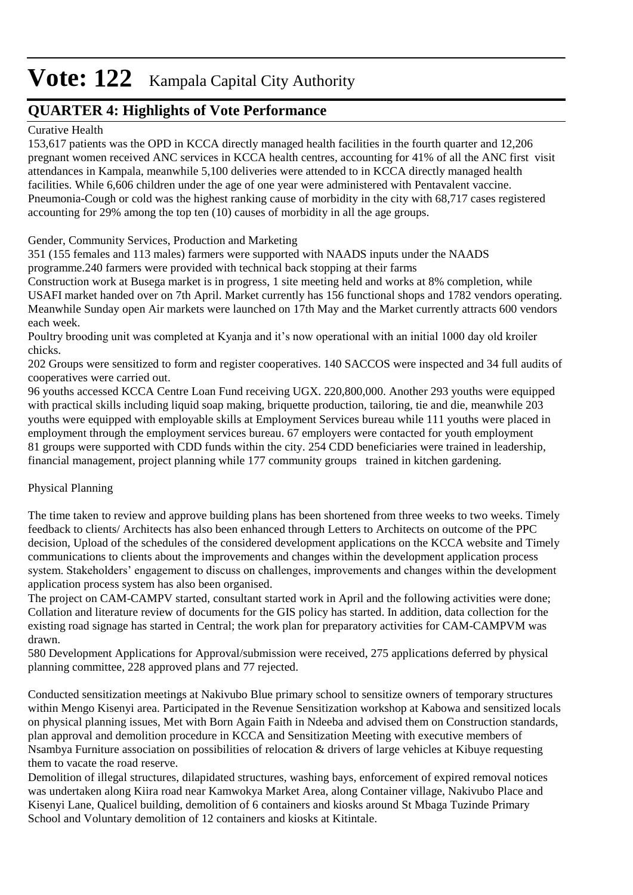# Vote: 122 Kampala Capital City Authority

## QUARTER 4: Highlights of Vote Performance

Curative Health

153,617 patients was the OPD in KCCA directly managed health facilities in the fourth quarter and 12,206 pregnant women received ANC services in KCCA health centres, accounting for 41% of all the ANC first visit attendances in Kampala, meanwhile 5,100 deliveries were attended to in KCCA directly managed health facilities. While 6,606 children under the age of one year were administered with Pentavalent vaccine. Pneumonia-Cough or cold was the highest ranking cause of morbidity in the city with 68,717 cases registered accounting for 29% among the top ten (10) causes of morbidity in all the age groups.

Gender, Community Services, Production and Marketing

351 (155 females and 113 males) farmers were supported with NAADS inputs under the NAADS programme.240 farmers were provided with technical back stopping at their farms

Construction work at Busega market is in progress, 1 site meeting held and works at 8% completion, while USAFI market handed over on 7th April. Market currently has 156 functional shops and 1782 vendors operating. Meanwhile Sunday open Air markets were launched on 17th May and the Market currently attracts 600 vendors each week.

Poultry brooding unit was completed at Kyanja and it's now operational with an initial 1000 day old kroiler chicks.

202 Groups were sensitized to form and register cooperatives. 140 SACCOS were inspected and 34 full audits of cooperatives were carried out.

96 youths accessed KCCA Centre Loan Fund receiving UGX. 220,800,000. Another 293 youths were equipped with practical skills including liquid soap making, briquette production, tailoring, tie and die, meanwhile 203 youths were equipped with employable skills at Employment Services bureau while 111 youths were placed in employment through the employment services bureau. 67 employers were contacted for youth employment

81 groups were supported with CDD funds within the city. 254 CDD beneficiaries were trained in leadership, financial management, project planning while 177 community groups trained in kitchen gardening.

Physical Planning

The time taken to review and approve building plans has been shortened from three weeks to two weeks. Timely feedback to clients/ Architects has also been enhanced through Letters to Architects on outcome of the PPC decision, Upload of the schedules of the considered development applications on the KCCA website and Timely communications to clients about the improvements and changes within the development application process system. Stakeholders' engagement to discuss on challenges, improvements and changes within the development application process system has also been organised.

The project on CAM-CAMPV started, consultant started work in April and the following activities were done; Collation and literature review of documents for the GIS policy has started. In addition, data collection for the existing road signage has started in Central; the work plan for preparatory activities for CAM-CAMPVM was drawn.

580 Development Applications for Approval/submission were received, 275 applications deferred by physical planning committee, 228 approved plans and 77 rejected.

Conducted sensitization meetings at Nakivubo Blue primary school to sensitize owners of temporary structures within Mengo Kisenyi area. Participated in the Revenue Sensitization workshop at Kabowa and sensitized locals on physical planning issues, Met with Born Again Faith in Ndeeba and advised them on Construction standards, plan approval and demolition procedure in KCCA and Sensitization Meeting with executive members of Nsambya Furniture association on possibilities of relocation & drivers of large vehicles at Kibuye requesting them to vacate the road reserve.

Demolition of illegal structures, dilapidated structures, washing bays, enforcement of expired removal notices was undertaken along Kiira road near Kamwokya Market Area, along Container village, Nakivubo Place and Kisenyi Lane, Qualicel building, demolition of 6 containers and kiosks around St Mbaga Tuzinde Primary School and Voluntary demolition of 12 containers and kiosks at Kitintale.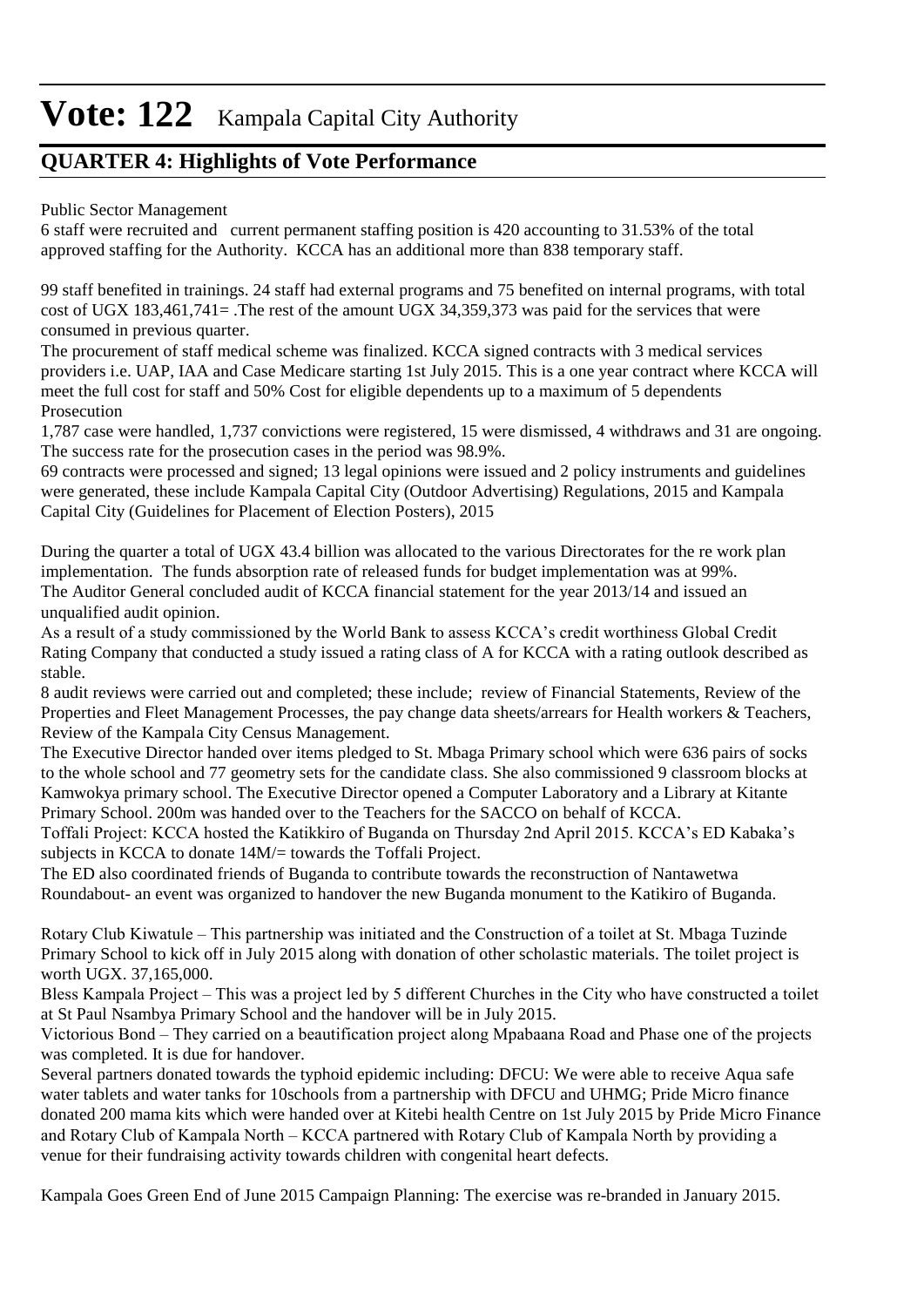# Vote: 122 Kampala Capital City Authority

## QUARTER 4: Highlights of Vote Performance

Public Sector Management

6 staff were recruited and current permanent staffing position is 420 accounting to 31.53% of the total approved staffing for the Authority. KCCA has an additional more than 838 temporary staff.

99 staff benefited in trainings. 24 staff had external programs and 75 benefited on internal programs, with total cost of UGX 183,461,741= .The rest of the amount UGX 34,359,373 was paid for the services that were consumed in previous quarter.

The procurement of staff medical scheme was finalized. KCCA signed contracts with 3 medical services providers i.e. UAP, IAA and Case Medicare starting 1st July 2015. This is a one year contract where KCCA will meet the full cost for staff and 50% Cost for eligible dependents up to a maximum of 5 dependents

Prosecution

1,787 case were handled, 1,737 convictions were registered, 15 were dismissed, 4 withdraws and 31 are ongoing. The success rate for the prosecution cases in the period was 98.9%.

69 contracts were processed and signed; 13 legal opinions were issued and 2 policy instruments and guidelines were generated, these include Kampala Capital City (Outdoor Advertising) Regulations, 2015 and Kampala Capital City (Guidelines for Placement of Election Posters), 2015

During the quarter a total of UGX 43.4 billion was allocated to the various Directorates for the re work plan implementation. The funds absorption rate of released funds for budget implementation was at 99%.

The Auditor General concluded audit of KCCA financial statement for the year 2013/14 and issued an unqualified audit opinion.

As a result of a study commissioned by the World Bank to assess KCCA's credit worthiness Global Credit Rating Company that conducted a study issued a rating class of A for KCCA with a rating outlook described as stable.

8 audit reviews were carried out and completed; these include; review of Financial Statements, Review of the Properties and Fleet Management Processes, the pay change data sheets/arrears for Health workers & Teachers, Review of the Kampala City Census Management.

The Executive Director handed over items pledged to St. Mbaga Primary school which were 636 pairs of socks to the whole school and 77 geometry sets for the candidate class. She also commissioned 9 classroom blocks at Kamwokya primary school. The Executive Director opened a Computer Laboratory and a Library at Kitante Primary School. 200m was handed over to the Teachers for the SACCO on behalf of KCCA.

Toffali Project: KCCA hosted the Katikkiro of Buganda on Thursday 2nd April 2015. KCCA's ED Kabaka's subjects in KCCA to donate 14M/= towards the Toffali Project.

The ED also coordinated friends of Buganda to contribute towards the reconstruction of Nantawetwa Roundabout- an event was organized to handover the new Buganda monument to the Katikiro of Buganda.

Rotary Club Kiwatule – This partnership was initiated and the Construction of a toilet at St. Mbaga Tuzinde Primary School to kick off in July 2015 along with donation of other scholastic materials. The toilet project is worth UGX. 37,165,000.

Bless Kampala Project – This was a project led by 5 different Churches in the City who have constructed a toilet at St Paul Nsambya Primary School and the handover will be in July 2015.

Victorious Bond – They carried on a beautification project along Mpabaana Road and Phase one of the projects was completed. It is due for handover.

Several partners donated towards the typhoid epidemic including: DFCU: We were able to receive Aqua safe water tablets and water tanks for 10schools from a partnership with DFCU and UHMG; Pride Micro finance donated 200 mama kits which were handed over at Kitebi health Centre on 1st July 2015 by Pride Micro Finance and Rotary Club of Kampala North – KCCA partnered with Rotary Club of Kampala North by providing a venue for their fundraising activity towards children with congenital heart defects.

Kampala Goes Green End of June 2015 Campaign Planning: The exercise was re-branded in January 2015.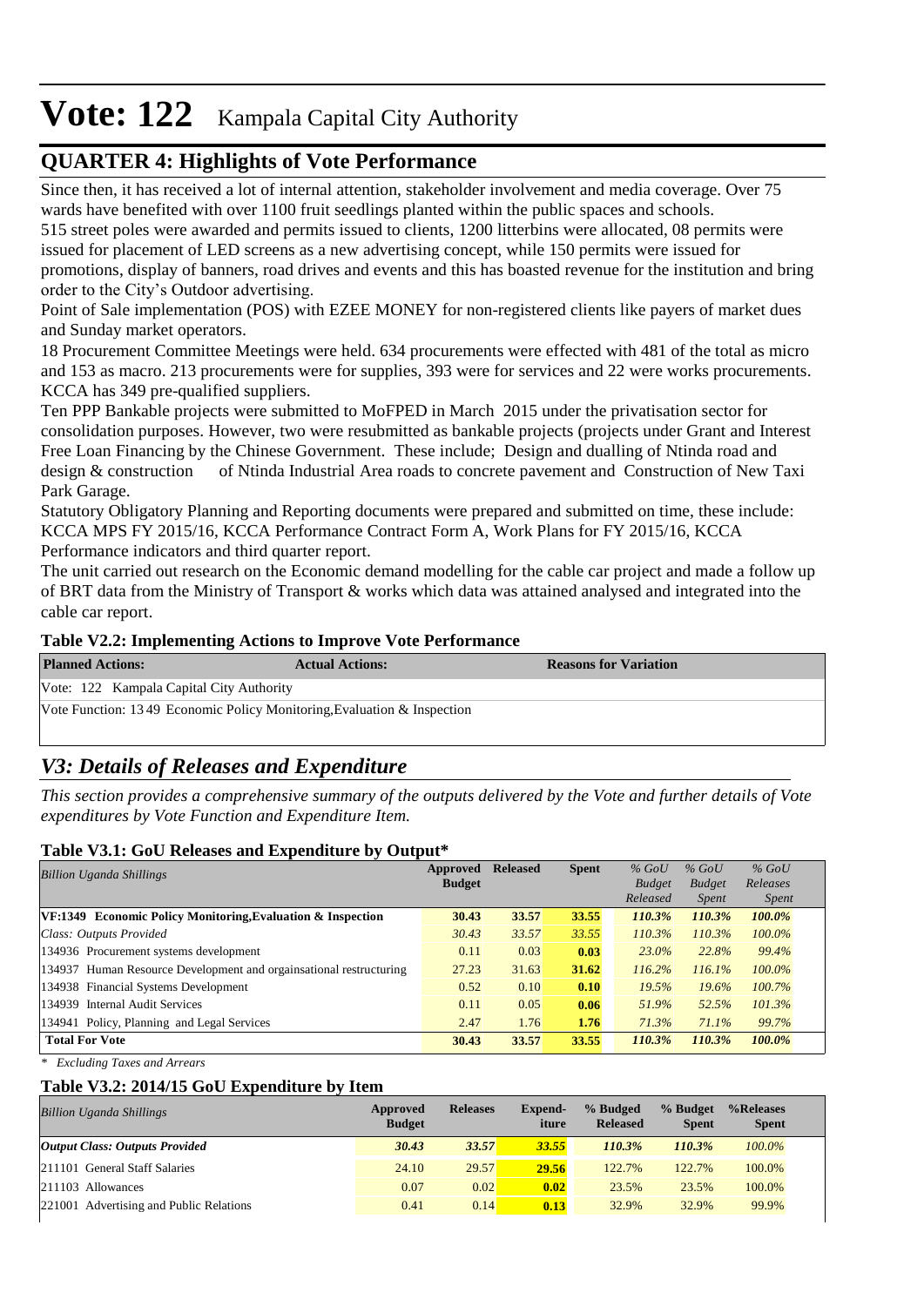# Vote: 122 Kampala Capital City Authority

## QUARTER 4: Highlights of Vote Performance

Since then, it has received a lot of internal attention, stakeholder involvement and media coverage. Over 75 wards have benefited with over 1100 fruit seedlings planted within the public spaces and schools.
515 street poles were awarded and permits issued to clients, 1200 litterbins were allocated, 08 permits were issued for placement of LED screens as a new advertising concept, while 150 permits were issued for promotions, display of banners, road drives and events and this has boasted revenue for the institution and bring order to the City's Outdoor advertising.
Point of Sale implementation (POS) with EZEE MONEY for non-registered clients like payers of market dues and Sunday market operators.
18 Procurement Committee Meetings were held. 634 procurements were effected with 481 of the total as micro and 153 as macro. 213 procurements were for supplies, 393 were for services and 22 were works procurements. KCCA has 349 pre-qualified suppliers.
Ten PPP Bankable projects were submitted to MoFPED in March 2015 under the privatisation sector for consolidation purposes. However, two were resubmitted as bankable projects (projects under Grant and Interest Free Loan Financing by the Chinese Government. These include; Design and dualling of Ntinda road and design & construction of Ntinda Industrial Area roads to concrete pavement and Construction of New Taxi Park Garage.
Statutory Obligatory Planning and Reporting documents were prepared and submitted on time, these include: KCCA MPS FY 2015/16, KCCA Performance Contract Form A, Work Plans for FY 2015/16, KCCA Performance indicators and third quarter report.
The unit carried out research on the Economic demand modelling for the cable car project and made a follow up of BRT data from the Ministry of Transport & works which data was attained analysed and integrated into the cable car report.

**Table V2.2: Implementing Actions to Improve Vote Performance**

| Planned Actions: | Actual Actions: | Reasons for Variation |
|---|---|---|
| Vote: 122 Kampala Capital City Authority | | |
| Vote Function: 13 49 Economic Policy Monitoring,Evaluation & Inspection | | |

## *V3: Details of Releases and Expenditure*

*This section provides a comprehensive summary of the outputs delivered by the Vote and further details of Vote expenditures by Vote Function and Expenditure Item.*

**Table V3.1: GoU Releases and Expenditure by Output***

| *Billion Uganda Shillings* | Approved Budget | Released | Spent | *% GoU Budget Released* | *% GoU Budget Spent* | *% GoU Releases Spent* |
|---|---|---|---|---|---|---|
| **VF:1349 Economic Policy Monitoring,Evaluation & Inspection** | **30.43** | **33.57** | **33.55** | ***110.3%*** | ***110.3%*** | ***100.0%*** |
| *Class: Outputs Provided* | *30.43* | *33.57* | *33.55* | *110.3%* | *110.3%* | *100.0%* |
| 134936 Procurement systems development | 0.11 | 0.03 | **0.03** | *23.0%* | *22.8%* | *99.4%* |
| 134937 Human Resource Development and orgainsational restructuring | 27.23 | 31.63 | **31.62** | *116.2%* | *116.1%* | *100.0%* |
| 134938 Financial Systems Development | 0.52 | 0.10 | **0.10** | *19.5%* | *19.6%* | *100.7%* |
| 134939 Internal Audit Services | 0.11 | 0.05 | **0.06** | *51.9%* | *52.5%* | *101.3%* |
| 134941 Policy, Planning and Legal Services | 2.47 | 1.76 | **1.76** | *71.3%* | *71.1%* | *99.7%* |
| **Total For Vote** | **30.43** | **33.57** | **33.55** | ***110.3%*** | ***110.3%*** | ***100.0%*** |

*\* Excluding Taxes and Arrears*

**Table V3.2: 2014/15 GoU Expenditure by Item**

| *Billion Uganda Shillings* | Approved Budget | Releases | Expend-iture | % Budged Released | % Budget Spent | %Releases Spent |
|---|---|---|---|---|---|---|
| ***Output Class: Outputs Provided*** | ***30.43*** | ***33.57*** | ***33.55*** | ***110.3%*** | ***110.3%*** | *100.0%* |
| 211101 General Staff Salaries | 24.10 | 29.57 | **29.56** | 122.7% | 122.7% | 100.0% |
| 211103 Allowances | 0.07 | 0.02 | **0.02** | 23.5% | 23.5% | 100.0% |
| 221001 Advertising and Public Relations | 0.41 | 0.14 | **0.13** | 32.9% | 32.9% | 99.9% |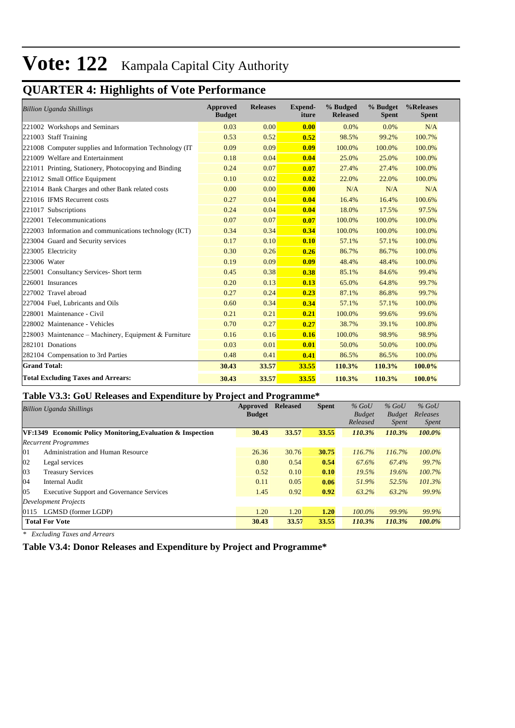# Vote: 122 Kampala Capital City Authority

## QUARTER 4: Highlights of Vote Performance

| *Billion Uganda Shillings* | Approved Budget | Releases | Expend-iture | % Budged Released | % Budget Spent | %Releases Spent |
|---|---|---|---|---|---|---|
| 221002 Workshops and Seminars | 0.03 | 0.00 | **0.00** | 0.0% | 0.0% | N/A |
| 221003 Staff Training | 0.53 | 0.52 | **0.52** | 98.5% | 99.2% | 100.7% |
| 221008 Computer supplies and Information Technology (IT | 0.09 | 0.09 | **0.09** | 100.0% | 100.0% | 100.0% |
| 221009 Welfare and Entertainment | 0.18 | 0.04 | **0.04** | 25.0% | 25.0% | 100.0% |
| 221011 Printing, Stationery, Photocopying and Binding | 0.24 | 0.07 | **0.07** | 27.4% | 27.4% | 100.0% |
| 221012 Small Office Equipment | 0.10 | 0.02 | **0.02** | 22.0% | 22.0% | 100.0% |
| 221014 Bank Charges and other Bank related costs | 0.00 | 0.00 | **0.00** | N/A | N/A | N/A |
| 221016 IFMS Recurrent costs | 0.27 | 0.04 | **0.04** | 16.4% | 16.4% | 100.6% |
| 221017 Subscriptions | 0.24 | 0.04 | **0.04** | 18.0% | 17.5% | 97.5% |
| 222001 Telecommunications | 0.07 | 0.07 | **0.07** | 100.0% | 100.0% | 100.0% |
| 222003 Information and communications technology (ICT) | 0.34 | 0.34 | **0.34** | 100.0% | 100.0% | 100.0% |
| 223004 Guard and Security services | 0.17 | 0.10 | **0.10** | 57.1% | 57.1% | 100.0% |
| 223005 Electricity | 0.30 | 0.26 | **0.26** | 86.7% | 86.7% | 100.0% |
| 223006 Water | 0.19 | 0.09 | **0.09** | 48.4% | 48.4% | 100.0% |
| 225001 Consultancy Services- Short term | 0.45 | 0.38 | **0.38** | 85.1% | 84.6% | 99.4% |
| 226001 Insurances | 0.20 | 0.13 | **0.13** | 65.0% | 64.8% | 99.7% |
| 227002 Travel abroad | 0.27 | 0.24 | **0.23** | 87.1% | 86.8% | 99.7% |
| 227004 Fuel, Lubricants and Oils | 0.60 | 0.34 | **0.34** | 57.1% | 57.1% | 100.0% |
| 228001 Maintenance - Civil | 0.21 | 0.21 | **0.21** | 100.0% | 99.6% | 99.6% |
| 228002 Maintenance - Vehicles | 0.70 | 0.27 | **0.27** | 38.7% | 39.1% | 100.8% |
| 228003 Maintenance – Machinery, Equipment & Furniture | 0.16 | 0.16 | **0.16** | 100.0% | 98.9% | 98.9% |
| 282101 Donations | 0.03 | 0.01 | **0.01** | 50.0% | 50.0% | 100.0% |
| 282104 Compensation to 3rd Parties | 0.48 | 0.41 | **0.41** | 86.5% | 86.5% | 100.0% |
| **Grand Total:** | **30.43** | **33.57** | **33.55** | **110.3%** | **110.3%** | **100.0%** |
| **Total Excluding Taxes and Arrears:** | **30.43** | **33.57** | **33.55** | **110.3%** | **110.3%** | **100.0%** |

### Table V3.3: GoU Releases and Expenditure by Project and Programme*

| *Billion Uganda Shillings* | Approved Budget | Released | Spent | *% GoU Budget Released* | *% GoU Budget Spent* | *% GoU Releases Spent* |
|---|---|---|---|---|---|---|
| **VF:1349 Economic Policy Monitoring,Evaluation & Inspection** | **30.43** | **33.57** | **33.55** | ***110.3%*** | ***110.3%*** | ***100.0%*** |
| *Recurrent Programmes* | | | | | | |
| 01 Administration and Human Resource | 26.36 | 30.76 | **30.75** | *116.7%* | *116.7%* | *100.0%* |
| 02 Legal services | 0.80 | 0.54 | **0.54** | *67.6%* | *67.4%* | *99.7%* |
| 03 Treasury Services | 0.52 | 0.10 | **0.10** | *19.5%* | *19.6%* | *100.7%* |
| 04 Internal Audit | 0.11 | 0.05 | **0.06** | *51.9%* | *52.5%* | *101.3%* |
| 05 Executive Support and Governance Services | 1.45 | 0.92 | **0.92** | *63.2%* | *63.2%* | *99.9%* |
| *Development Projects* | | | | | | |
| 0115 LGMSD (former LGDP) | 1.20 | 1.20 | **1.20** | *100.0%* | *99.9%* | *99.9%* |
| **Total For Vote** | **30.43** | **33.57** | **33.55** | ***110.3%*** | ***110.3%*** | ***100.0%*** |

*\* Excluding Taxes and Arrears*

### Table V3.4: Donor Releases and Expenditure by Project and Programme*